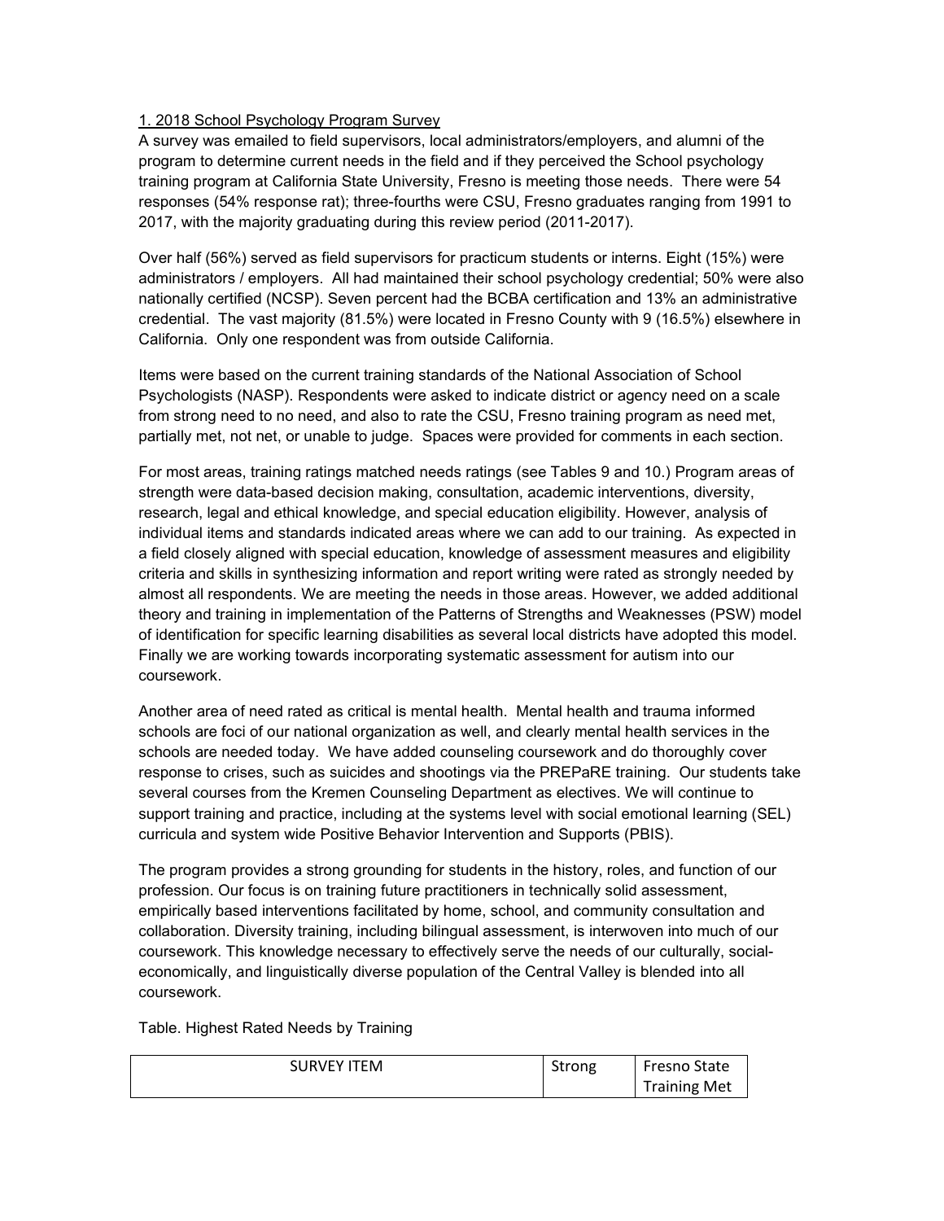1. 2018 School Psychology Program Survey

A survey was emailed to field supervisors, local administrators/employers, and alumni of the program to determine current needs in the field and if they perceived the School psychology training program at California State University, Fresno is meeting those needs. There were 54 responses (54% response rat); three-fourths were CSU, Fresno graduates ranging from 1991 to 2017, with the majority graduating during this review period (2011-2017).

Over half (56%) served as field supervisors for practicum students or interns. Eight (15%) were administrators / employers. All had maintained their school psychology credential; 50% were also nationally certified (NCSP). Seven percent had the BCBA certification and 13% an administrative credential. The vast majority (81.5%) were located in Fresno County with 9 (16.5%) elsewhere in California. Only one respondent was from outside California.

Items were based on the current training standards of the National Association of School Psychologists (NASP). Respondents were asked to indicate district or agency need on a scale from strong need to no need, and also to rate the CSU, Fresno training program as need met, partially met, not net, or unable to judge. Spaces were provided for comments in each section.

For most areas, training ratings matched needs ratings (see Tables 9 and 10.) Program areas of strength were data-based decision making, consultation, academic interventions, diversity, research, legal and ethical knowledge, and special education eligibility. However, analysis of individual items and standards indicated areas where we can add to our training. As expected in a field closely aligned with special education, knowledge of assessment measures and eligibility criteria and skills in synthesizing information and report writing were rated as strongly needed by almost all respondents. We are meeting the needs in those areas. However, we added additional theory and training in implementation of the Patterns of Strengths and Weaknesses (PSW) model of identification for specific learning disabilities as several local districts have adopted this model. Finally we are working towards incorporating systematic assessment for autism into our coursework.

Another area of need rated as critical is mental health. Mental health and trauma informed schools are foci of our national organization as well, and clearly mental health services in the schools are needed today. We have added counseling coursework and do thoroughly cover response to crises, such as suicides and shootings via the PREPaRE training. Our students take several courses from the Kremen Counseling Department as electives. We will continue to support training and practice, including at the systems level with social emotional learning (SEL) curricula and system wide Positive Behavior Intervention and Supports (PBIS).

The program provides a strong grounding for students in the history, roles, and function of our profession. Our focus is on training future practitioners in technically solid assessment, empirically based interventions facilitated by home, school, and community consultation and collaboration. Diversity training, including bilingual assessment, is interwoven into much of our coursework. This knowledge necessary to effectively serve the needs of our culturally, social-economically, and linguistically diverse population of the Central Valley is blended into all coursework.

Table. Highest Rated Needs by Training

| SURVEY ITEM | Strong | Fresno State Training Met |
|---|---|---|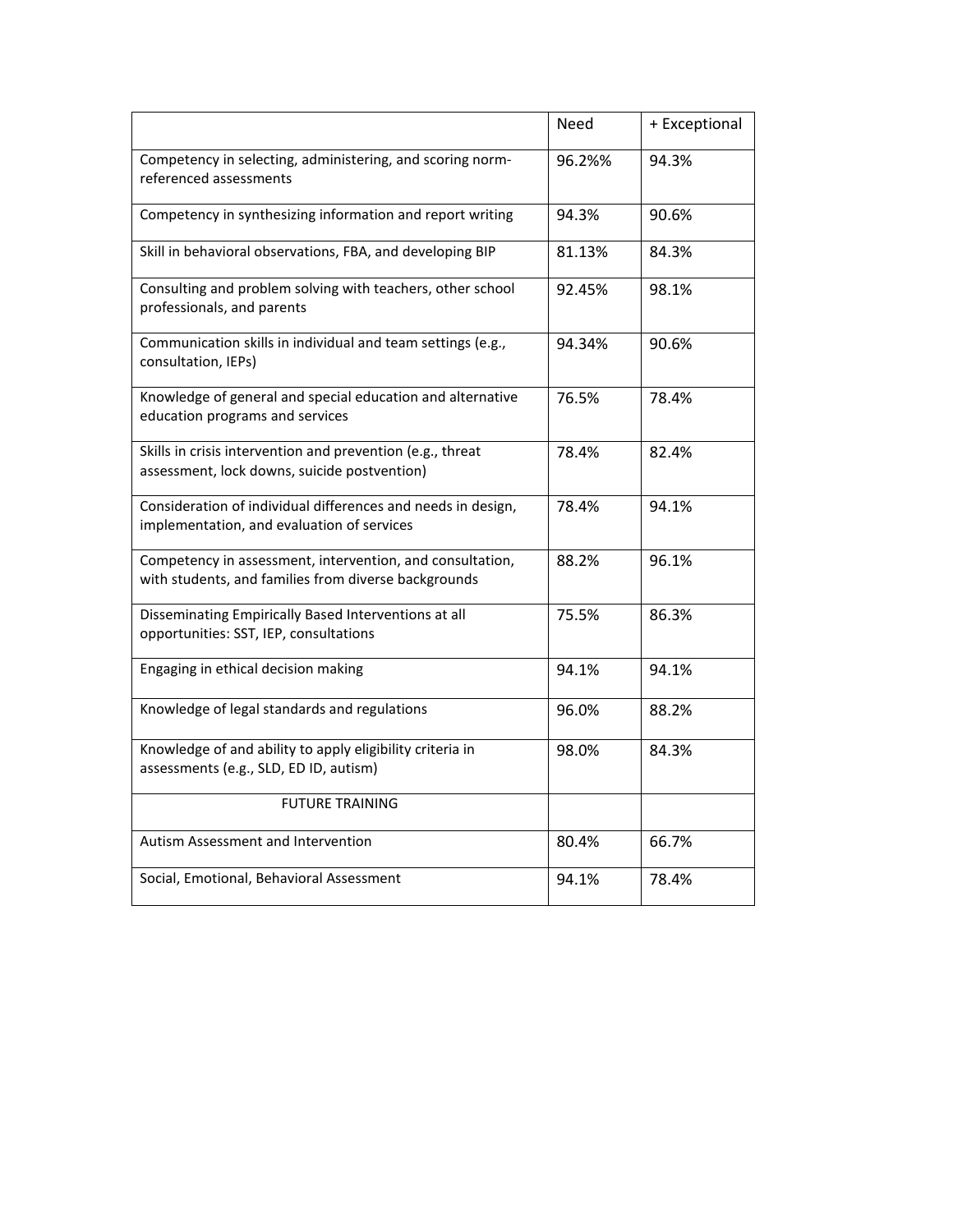| | Need | + Exceptional |
|---|---|---|
| Competency in selecting, administering, and scoring norm-referenced assessments | 96.2%% | 94.3% |
| Competency in synthesizing information and report writing | 94.3% | 90.6% |
| Skill in behavioral observations, FBA, and developing BIP | 81.13% | 84.3% |
| Consulting and problem solving with teachers, other school professionals, and parents | 92.45% | 98.1% |
| Communication skills in individual and team settings (e.g., consultation, IEPs) | 94.34% | 90.6% |
| Knowledge of general and special education and alternative education programs and services | 76.5% | 78.4% |
| Skills in crisis intervention and prevention (e.g., threat assessment, lock downs, suicide postvention) | 78.4% | 82.4% |
| Consideration of individual differences and needs in design, implementation, and evaluation of services | 78.4% | 94.1% |
| Competency in assessment, intervention, and consultation, with students, and families from diverse backgrounds | 88.2% | 96.1% |
| Disseminating Empirically Based Interventions at all opportunities: SST, IEP, consultations | 75.5% | 86.3% |
| Engaging in ethical decision making | 94.1% | 94.1% |
| Knowledge of legal standards and regulations | 96.0% | 88.2% |
| Knowledge of and ability to apply eligibility criteria in assessments (e.g., SLD, ED ID, autism) | 98.0% | 84.3% |
| FUTURE TRAINING | | |
| Autism Assessment and Intervention | 80.4% | 66.7% |
| Social, Emotional, Behavioral Assessment | 94.1% | 78.4% |